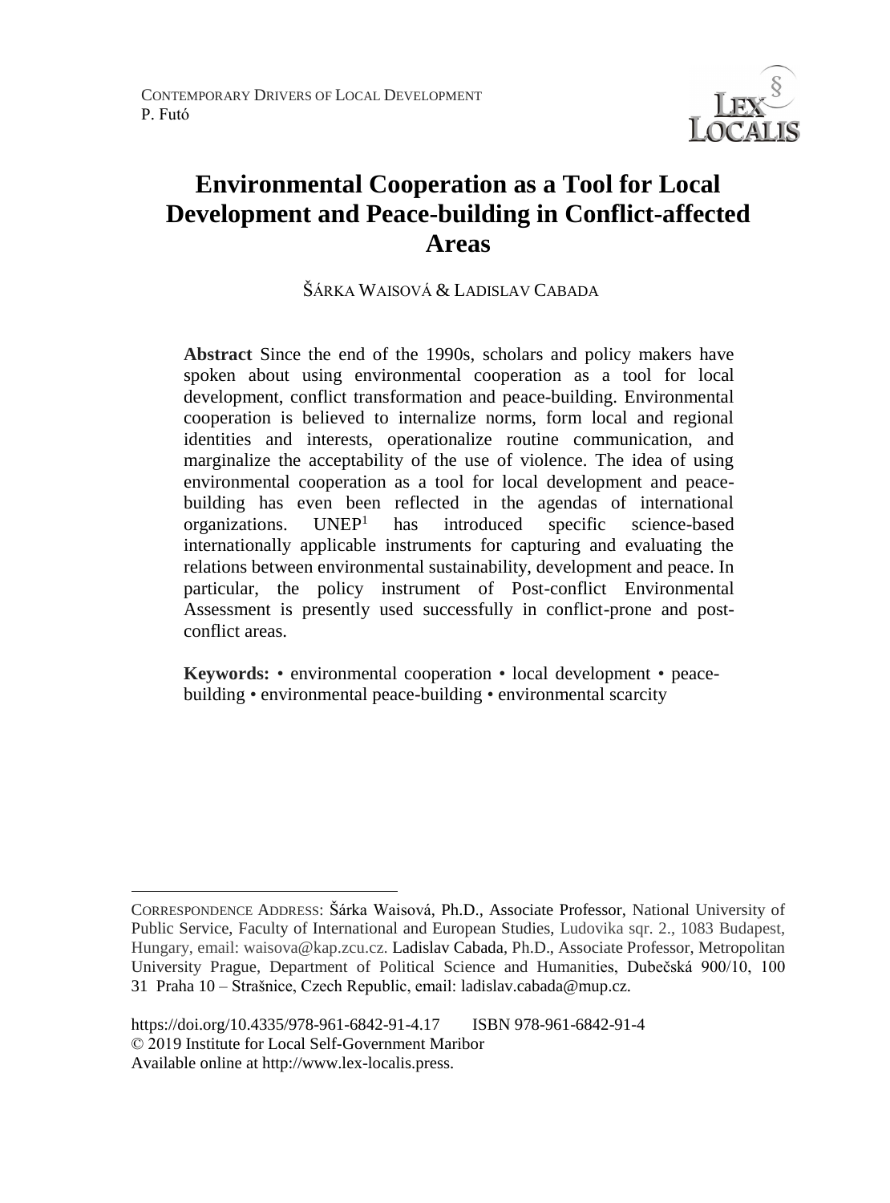# Environmental Cooperation as a Tool for Local Development and Peace-building in Conflict-affected Areas

ŠÁRKA WAISOVÁ & LADISLAV CABADA

**Abstract** Since the end of the 1990s, scholars and policy makers have spoken about using environmental cooperation as a tool for local development, conflict transformation and peace-building. Environmental cooperation is believed to internalize norms, form local and regional identities and interests, operationalize routine communication, and marginalize the acceptability of the use of violence. The idea of using environmental cooperation as a tool for local development and peace-building has even been reflected in the agendas of international organizations. UNEP[1] has introduced specific science-based internationally applicable instruments for capturing and evaluating the relations between environmental sustainability, development and peace. In particular, the policy instrument of Post-conflict Environmental Assessment is presently used successfully in conflict-prone and post-conflict areas.

**Keywords:** • environmental cooperation • local development • peace-building • environmental peace-building • environmental scarcity

---

CORRESPONDENCE ADDRESS: Šárka Waisová, Ph.D., Associate Professor, National University of Public Service, Faculty of International and European Studies, Ludovika sqr. 2., 1083 Budapest, Hungary, email: waisova@kap.zcu.cz. Ladislav Cabada, Ph.D., Associate Professor, Metropolitan University Prague, Department of Political Science and Humanities, Dubečská 900/10, 100 31 Praha 10 – Strašnice, Czech Republic, email: ladislav.cabada@mup.cz.

https://doi.org/10.4335/978-961-6842-91-4.17 ISBN 978-961-6842-91-4
© 2019 Institute for Local Self-Government Maribor
Available online at http://www.lex-localis.press.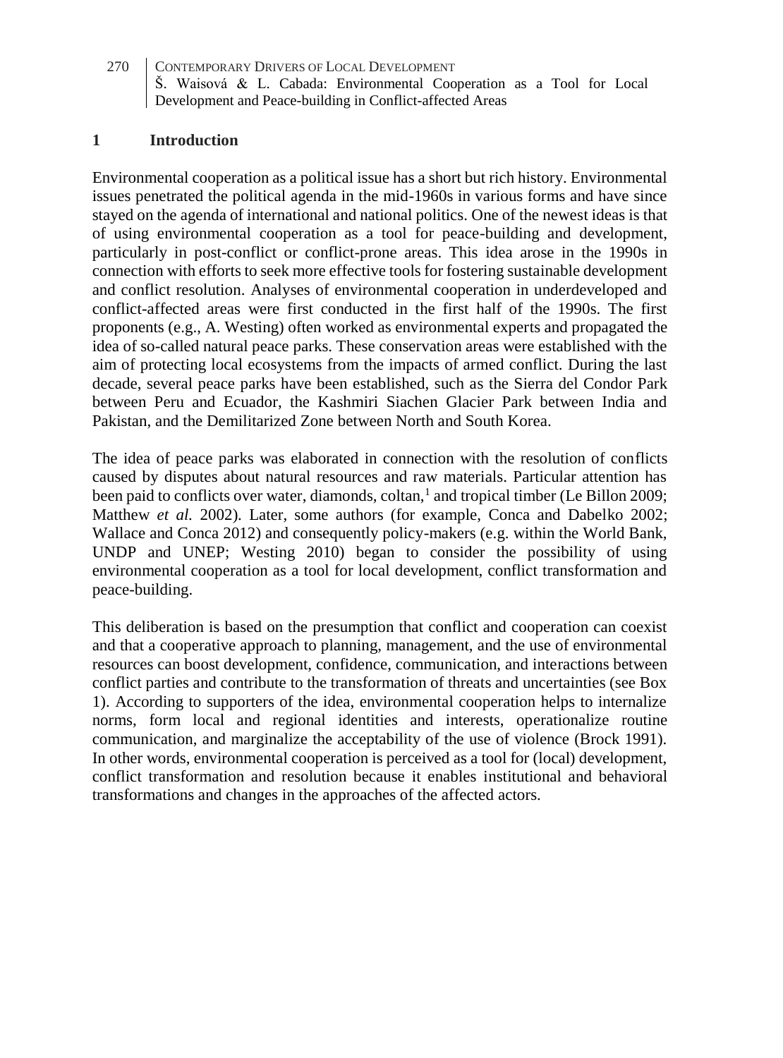## 1 Introduction

Environmental cooperation as a political issue has a short but rich history. Environmental issues penetrated the political agenda in the mid-1960s in various forms and have since stayed on the agenda of international and national politics. One of the newest ideas is that of using environmental cooperation as a tool for peace-building and development, particularly in post-conflict or conflict-prone areas. This idea arose in the 1990s in connection with efforts to seek more effective tools for fostering sustainable development and conflict resolution. Analyses of environmental cooperation in underdeveloped and conflict-affected areas were first conducted in the first half of the 1990s. The first proponents (e.g., A. Westing) often worked as environmental experts and propagated the idea of so-called natural peace parks. These conservation areas were established with the aim of protecting local ecosystems from the impacts of armed conflict. During the last decade, several peace parks have been established, such as the Sierra del Condor Park between Peru and Ecuador, the Kashmiri Siachen Glacier Park between India and Pakistan, and the Demilitarized Zone between North and South Korea.

The idea of peace parks was elaborated in connection with the resolution of conflicts caused by disputes about natural resources and raw materials. Particular attention has been paid to conflicts over water, diamonds, coltan,[1] and tropical timber (Le Billon 2009; Matthew *et al.* 2002). Later, some authors (for example, Conca and Dabelko 2002; Wallace and Conca 2012) and consequently policy-makers (e.g. within the World Bank, UNDP and UNEP; Westing 2010) began to consider the possibility of using environmental cooperation as a tool for local development, conflict transformation and peace-building.

This deliberation is based on the presumption that conflict and cooperation can coexist and that a cooperative approach to planning, management, and the use of environmental resources can boost development, confidence, communication, and interactions between conflict parties and contribute to the transformation of threats and uncertainties (see Box 1). According to supporters of the idea, environmental cooperation helps to internalize norms, form local and regional identities and interests, operationalize routine communication, and marginalize the acceptability of the use of violence (Brock 1991). In other words, environmental cooperation is perceived as a tool for (local) development, conflict transformation and resolution because it enables institutional and behavioral transformations and changes in the approaches of the affected actors.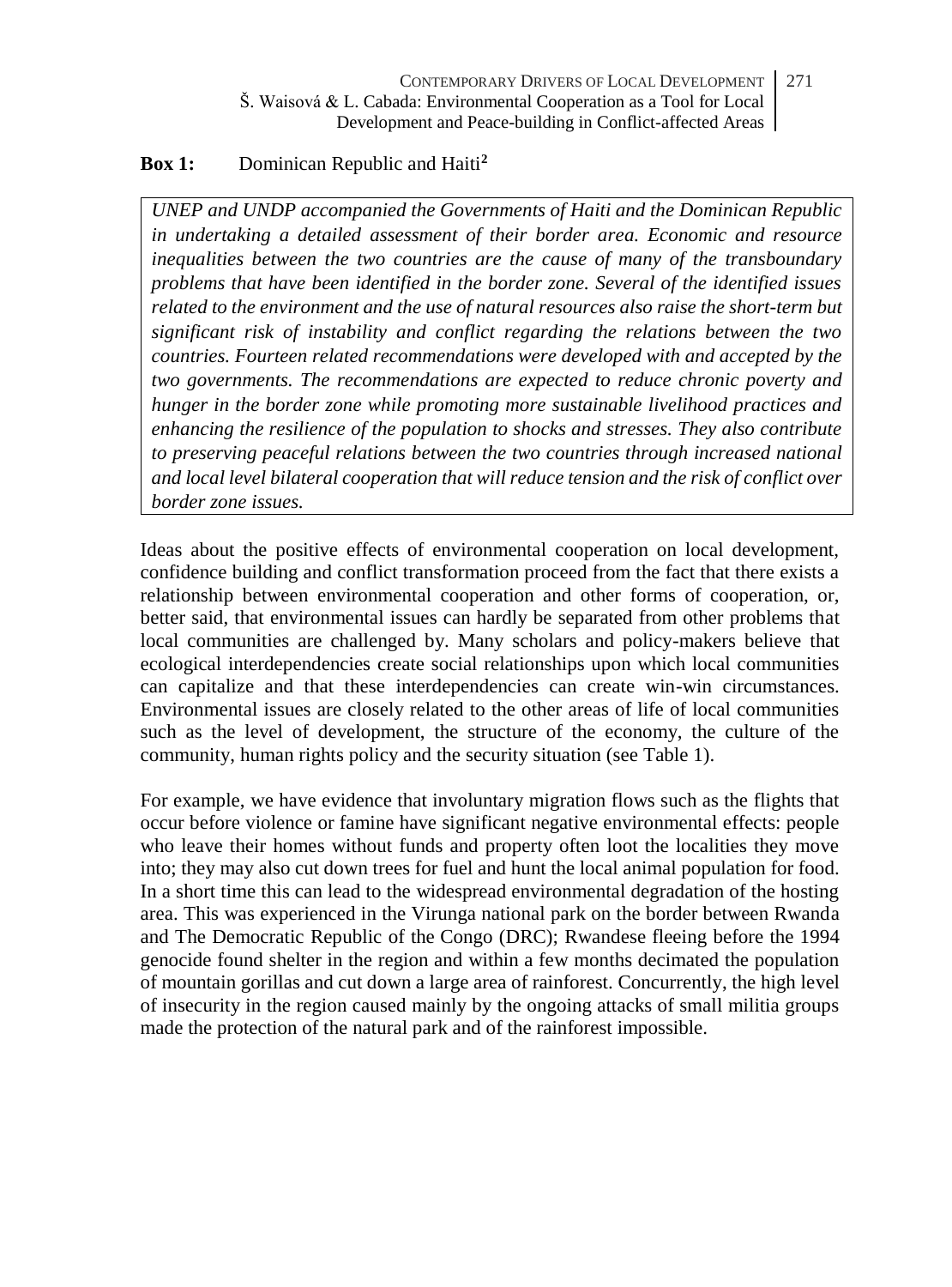**Box 1:** Dominican Republic and Haiti[2]

*UNEP and UNDP accompanied the Governments of Haiti and the Dominican Republic in undertaking a detailed assessment of their border area. Economic and resource inequalities between the two countries are the cause of many of the transboundary problems that have been identified in the border zone. Several of the identified issues related to the environment and the use of natural resources also raise the short-term but significant risk of instability and conflict regarding the relations between the two countries. Fourteen related recommendations were developed with and accepted by the two governments. The recommendations are expected to reduce chronic poverty and hunger in the border zone while promoting more sustainable livelihood practices and enhancing the resilience of the population to shocks and stresses. They also contribute to preserving peaceful relations between the two countries through increased national and local level bilateral cooperation that will reduce tension and the risk of conflict over border zone issues.*

Ideas about the positive effects of environmental cooperation on local development, confidence building and conflict transformation proceed from the fact that there exists a relationship between environmental cooperation and other forms of cooperation, or, better said, that environmental issues can hardly be separated from other problems that local communities are challenged by. Many scholars and policy-makers believe that ecological interdependencies create social relationships upon which local communities can capitalize and that these interdependencies can create win-win circumstances. Environmental issues are closely related to the other areas of life of local communities such as the level of development, the structure of the economy, the culture of the community, human rights policy and the security situation (see Table 1).

For example, we have evidence that involuntary migration flows such as the flights that occur before violence or famine have significant negative environmental effects: people who leave their homes without funds and property often loot the localities they move into; they may also cut down trees for fuel and hunt the local animal population for food. In a short time this can lead to the widespread environmental degradation of the hosting area. This was experienced in the Virunga national park on the border between Rwanda and The Democratic Republic of the Congo (DRC); Rwandese fleeing before the 1994 genocide found shelter in the region and within a few months decimated the population of mountain gorillas and cut down a large area of rainforest. Concurrently, the high level of insecurity in the region caused mainly by the ongoing attacks of small militia groups made the protection of the natural park and of the rainforest impossible.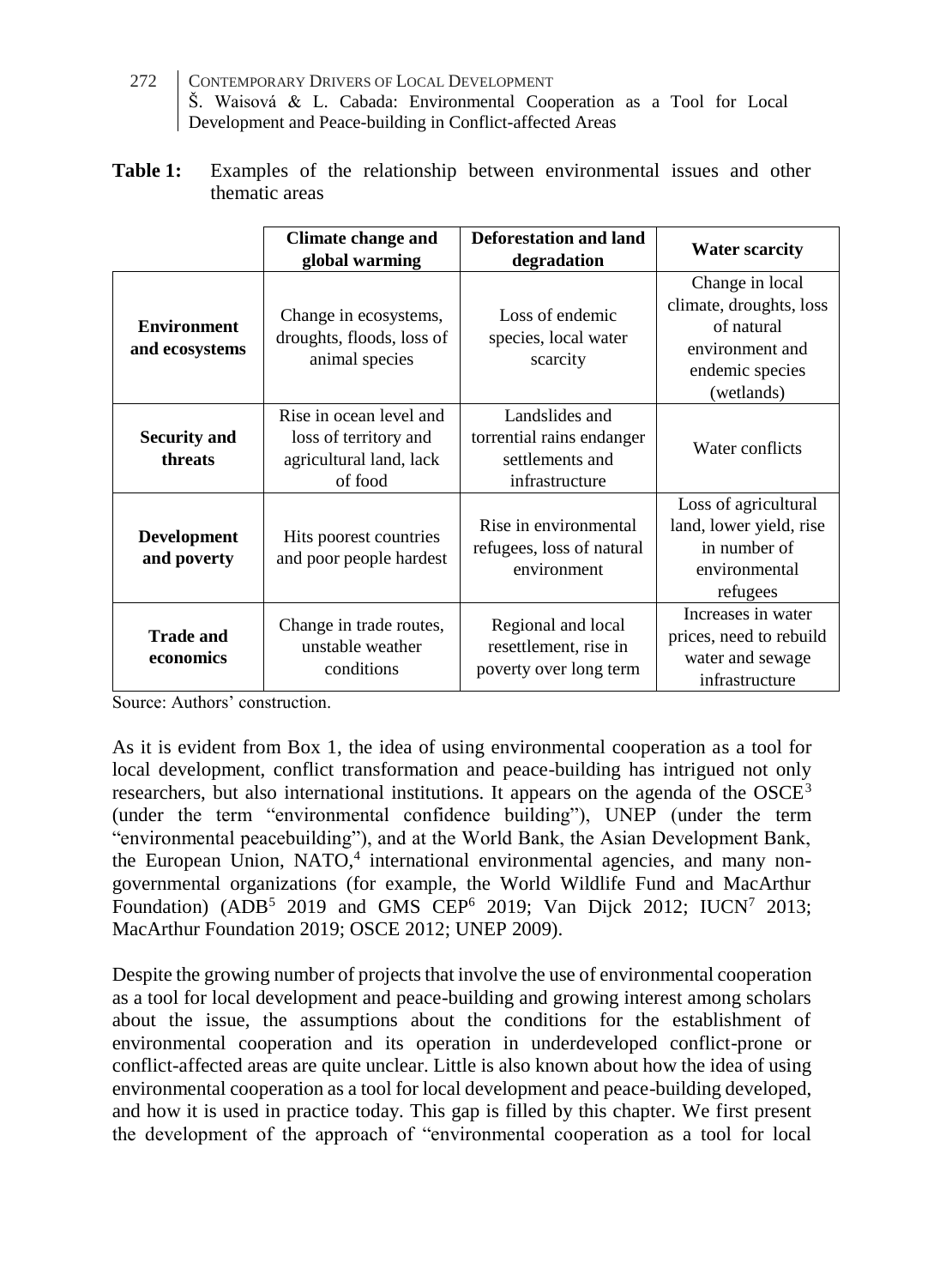**Table 1:** Examples of the relationship between environmental issues and other thematic areas

| | **Climate change and global warming** | **Deforestation and land degradation** | **Water scarcity** |
|---|---|---|---|
| **Environment and ecosystems** | Change in ecosystems, droughts, floods, loss of animal species | Loss of endemic species, local water scarcity | Change in local climate, droughts, loss of natural environment and endemic species (wetlands) |
| **Security and threats** | Rise in ocean level and loss of territory and agricultural land, lack of food | Landslides and torrential rains endanger settlements and infrastructure | Water conflicts |
| **Development and poverty** | Hits poorest countries and poor people hardest | Rise in environmental refugees, loss of natural environment | Loss of agricultural land, lower yield, rise in number of environmental refugees |
| **Trade and economics** | Change in trade routes, unstable weather conditions | Regional and local resettlement, rise in poverty over long term | Increases in water prices, need to rebuild water and sewage infrastructure |

Source: Authors' construction.

As it is evident from Box 1, the idea of using environmental cooperation as a tool for local development, conflict transformation and peace-building has intrigued not only researchers, but also international institutions. It appears on the agenda of the OSCE[3] (under the term "environmental confidence building"), UNEP (under the term "environmental peacebuilding"), and at the World Bank, the Asian Development Bank, the European Union, NATO,[4] international environmental agencies, and many non-governmental organizations (for example, the World Wildlife Fund and MacArthur Foundation) (ADB[5] 2019 and GMS CEP[6] 2019; Van Dijck 2012; IUCN[7] 2013; MacArthur Foundation 2019; OSCE 2012; UNEP 2009).

Despite the growing number of projects that involve the use of environmental cooperation as a tool for local development and peace-building and growing interest among scholars about the issue, the assumptions about the conditions for the establishment of environmental cooperation and its operation in underdeveloped conflict-prone or conflict-affected areas are quite unclear. Little is also known about how the idea of using environmental cooperation as a tool for local development and peace-building developed, and how it is used in practice today. This gap is filled by this chapter. We first present the development of the approach of "environmental cooperation as a tool for local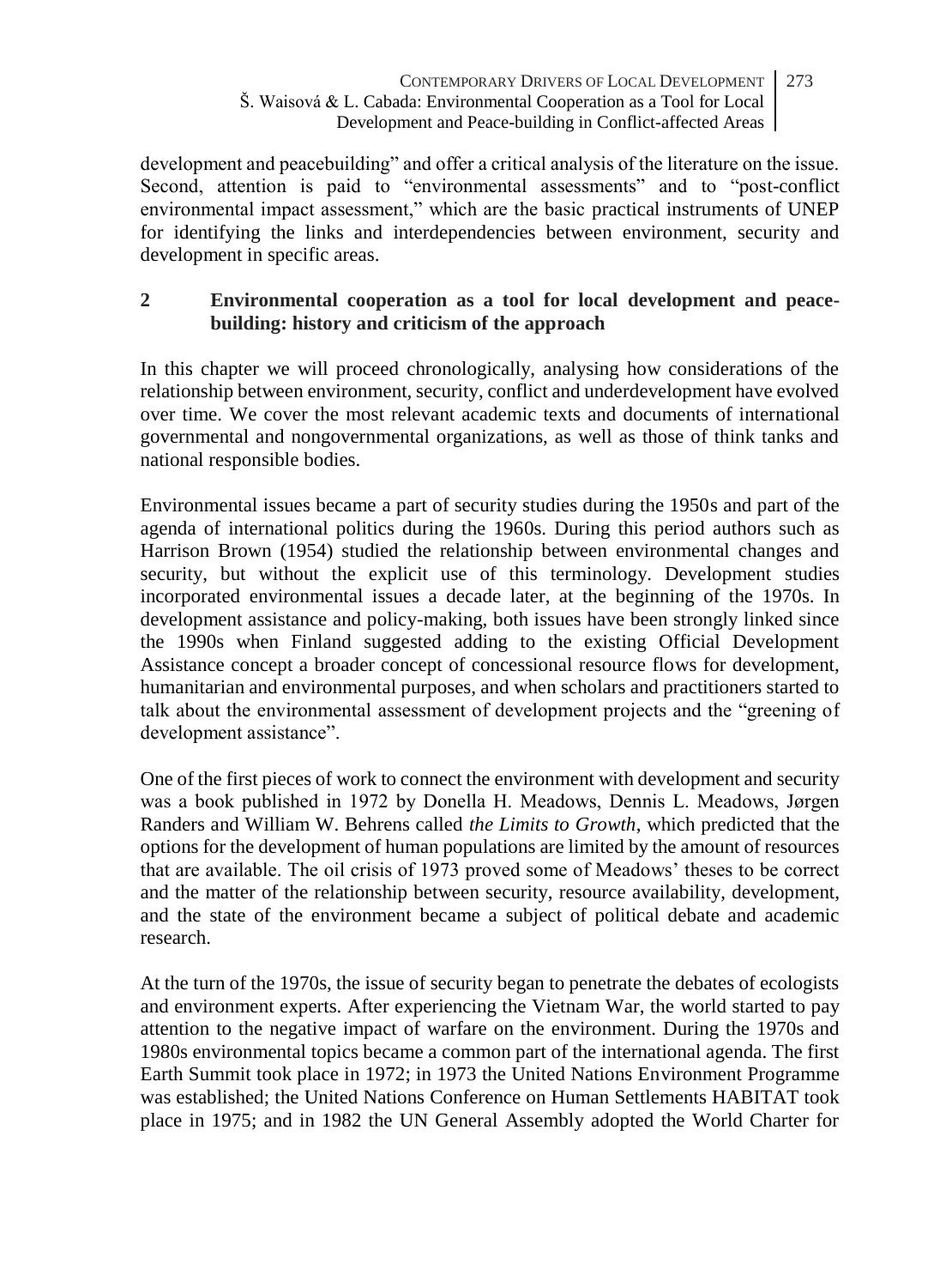development and peacebuilding" and offer a critical analysis of the literature on the issue. Second, attention is paid to "environmental assessments" and to "post-conflict environmental impact assessment," which are the basic practical instruments of UNEP for identifying the links and interdependencies between environment, security and development in specific areas.

## 2 Environmental cooperation as a tool for local development and peace-building: history and criticism of the approach

In this chapter we will proceed chronologically, analysing how considerations of the relationship between environment, security, conflict and underdevelopment have evolved over time. We cover the most relevant academic texts and documents of international governmental and nongovernmental organizations, as well as those of think tanks and national responsible bodies.

Environmental issues became a part of security studies during the 1950s and part of the agenda of international politics during the 1960s. During this period authors such as Harrison Brown (1954) studied the relationship between environmental changes and security, but without the explicit use of this terminology. Development studies incorporated environmental issues a decade later, at the beginning of the 1970s. In development assistance and policy-making, both issues have been strongly linked since the 1990s when Finland suggested adding to the existing Official Development Assistance concept a broader concept of concessional resource flows for development, humanitarian and environmental purposes, and when scholars and practitioners started to talk about the environmental assessment of development projects and the "greening of development assistance".

One of the first pieces of work to connect the environment with development and security was a book published in 1972 by Donella H. Meadows, Dennis L. Meadows, Jørgen Randers and William W. Behrens called *the Limits to Growth*, which predicted that the options for the development of human populations are limited by the amount of resources that are available. The oil crisis of 1973 proved some of Meadows' theses to be correct and the matter of the relationship between security, resource availability, development, and the state of the environment became a subject of political debate and academic research.

At the turn of the 1970s, the issue of security began to penetrate the debates of ecologists and environment experts. After experiencing the Vietnam War, the world started to pay attention to the negative impact of warfare on the environment. During the 1970s and 1980s environmental topics became a common part of the international agenda. The first Earth Summit took place in 1972; in 1973 the United Nations Environment Programme was established; the United Nations Conference on Human Settlements HABITAT took place in 1975; and in 1982 the UN General Assembly adopted the World Charter for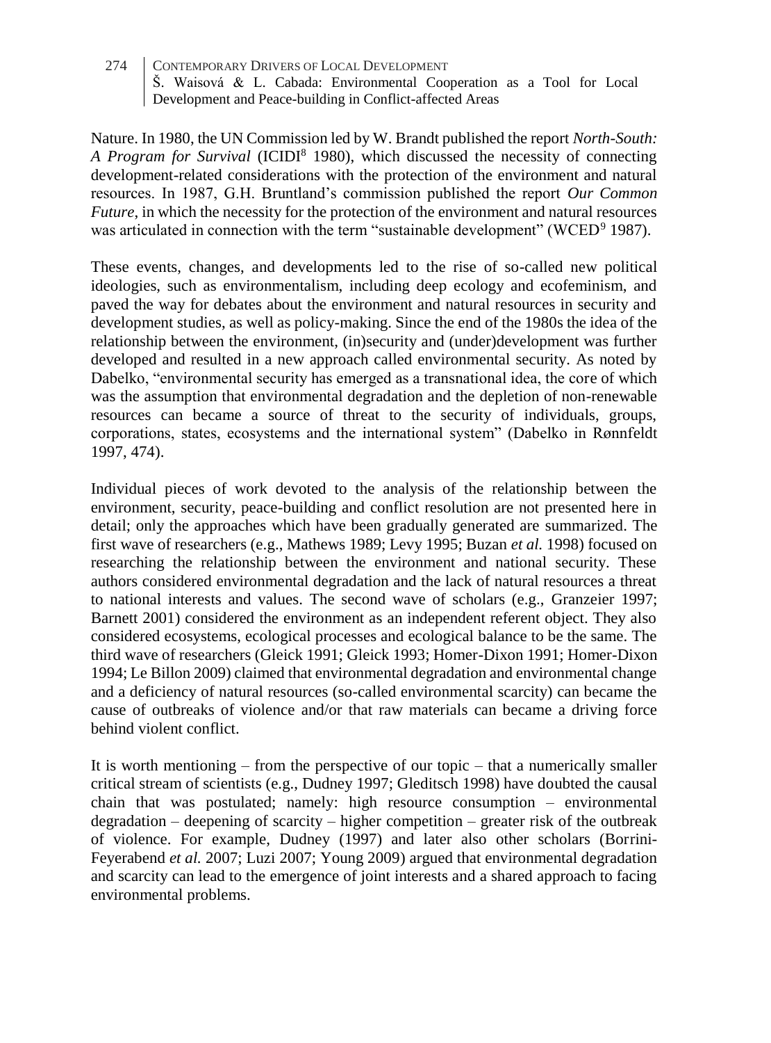Nature. In 1980, the UN Commission led by W. Brandt published the report *North-South: A Program for Survival* (ICIDI[8] 1980), which discussed the necessity of connecting development-related considerations with the protection of the environment and natural resources. In 1987, G.H. Bruntland's commission published the report *Our Common Future*, in which the necessity for the protection of the environment and natural resources was articulated in connection with the term "sustainable development" (WCED[9] 1987).

These events, changes, and developments led to the rise of so-called new political ideologies, such as environmentalism, including deep ecology and ecofeminism, and paved the way for debates about the environment and natural resources in security and development studies, as well as policy-making. Since the end of the 1980s the idea of the relationship between the environment, (in)security and (under)development was further developed and resulted in a new approach called environmental security. As noted by Dabelko, "environmental security has emerged as a transnational idea, the core of which was the assumption that environmental degradation and the depletion of non-renewable resources can became a source of threat to the security of individuals, groups, corporations, states, ecosystems and the international system" (Dabelko in Rønnfeldt 1997, 474).

Individual pieces of work devoted to the analysis of the relationship between the environment, security, peace-building and conflict resolution are not presented here in detail; only the approaches which have been gradually generated are summarized. The first wave of researchers (e.g., Mathews 1989; Levy 1995; Buzan *et al.* 1998) focused on researching the relationship between the environment and national security. These authors considered environmental degradation and the lack of natural resources a threat to national interests and values. The second wave of scholars (e.g., Granzeier 1997; Barnett 2001) considered the environment as an independent referent object. They also considered ecosystems, ecological processes and ecological balance to be the same. The third wave of researchers (Gleick 1991; Gleick 1993; Homer-Dixon 1991; Homer-Dixon 1994; Le Billon 2009) claimed that environmental degradation and environmental change and a deficiency of natural resources (so-called environmental scarcity) can became the cause of outbreaks of violence and/or that raw materials can became a driving force behind violent conflict.

It is worth mentioning – from the perspective of our topic – that a numerically smaller critical stream of scientists (e.g., Dudney 1997; Gleditsch 1998) have doubted the causal chain that was postulated; namely: high resource consumption – environmental degradation – deepening of scarcity – higher competition – greater risk of the outbreak of violence. For example, Dudney (1997) and later also other scholars (Borrini-Feyerabend *et al.* 2007; Luzi 2007; Young 2009) argued that environmental degradation and scarcity can lead to the emergence of joint interests and a shared approach to facing environmental problems.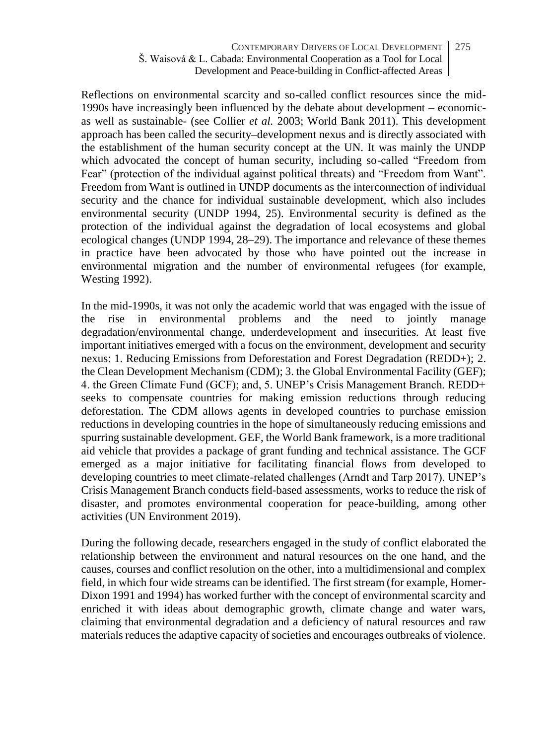Reflections on environmental scarcity and so-called conflict resources since the mid-1990s have increasingly been influenced by the debate about development – economic-as well as sustainable- (see Collier *et al.* 2003; World Bank 2011). This development approach has been called the security–development nexus and is directly associated with the establishment of the human security concept at the UN. It was mainly the UNDP which advocated the concept of human security, including so-called "Freedom from Fear" (protection of the individual against political threats) and "Freedom from Want". Freedom from Want is outlined in UNDP documents as the interconnection of individual security and the chance for individual sustainable development, which also includes environmental security (UNDP 1994, 25). Environmental security is defined as the protection of the individual against the degradation of local ecosystems and global ecological changes (UNDP 1994, 28–29). The importance and relevance of these themes in practice have been advocated by those who have pointed out the increase in environmental migration and the number of environmental refugees (for example, Westing 1992).

In the mid-1990s, it was not only the academic world that was engaged with the issue of the rise in environmental problems and the need to jointly manage degradation/environmental change, underdevelopment and insecurities. At least five important initiatives emerged with a focus on the environment, development and security nexus: 1. Reducing Emissions from Deforestation and Forest Degradation (REDD+); 2. the Clean Development Mechanism (CDM); 3. the Global Environmental Facility (GEF); 4. the Green Climate Fund (GCF); and, 5. UNEP's Crisis Management Branch. REDD+ seeks to compensate countries for making emission reductions through reducing deforestation. The CDM allows agents in developed countries to purchase emission reductions in developing countries in the hope of simultaneously reducing emissions and spurring sustainable development. GEF, the World Bank framework, is a more traditional aid vehicle that provides a package of grant funding and technical assistance. The GCF emerged as a major initiative for facilitating financial flows from developed to developing countries to meet climate-related challenges (Arndt and Tarp 2017). UNEP's Crisis Management Branch conducts field-based assessments, works to reduce the risk of disaster, and promotes environmental cooperation for peace-building, among other activities (UN Environment 2019).

During the following decade, researchers engaged in the study of conflict elaborated the relationship between the environment and natural resources on the one hand, and the causes, courses and conflict resolution on the other, into a multidimensional and complex field, in which four wide streams can be identified. The first stream (for example, Homer-Dixon 1991 and 1994) has worked further with the concept of environmental scarcity and enriched it with ideas about demographic growth, climate change and water wars, claiming that environmental degradation and a deficiency of natural resources and raw materials reduces the adaptive capacity of societies and encourages outbreaks of violence.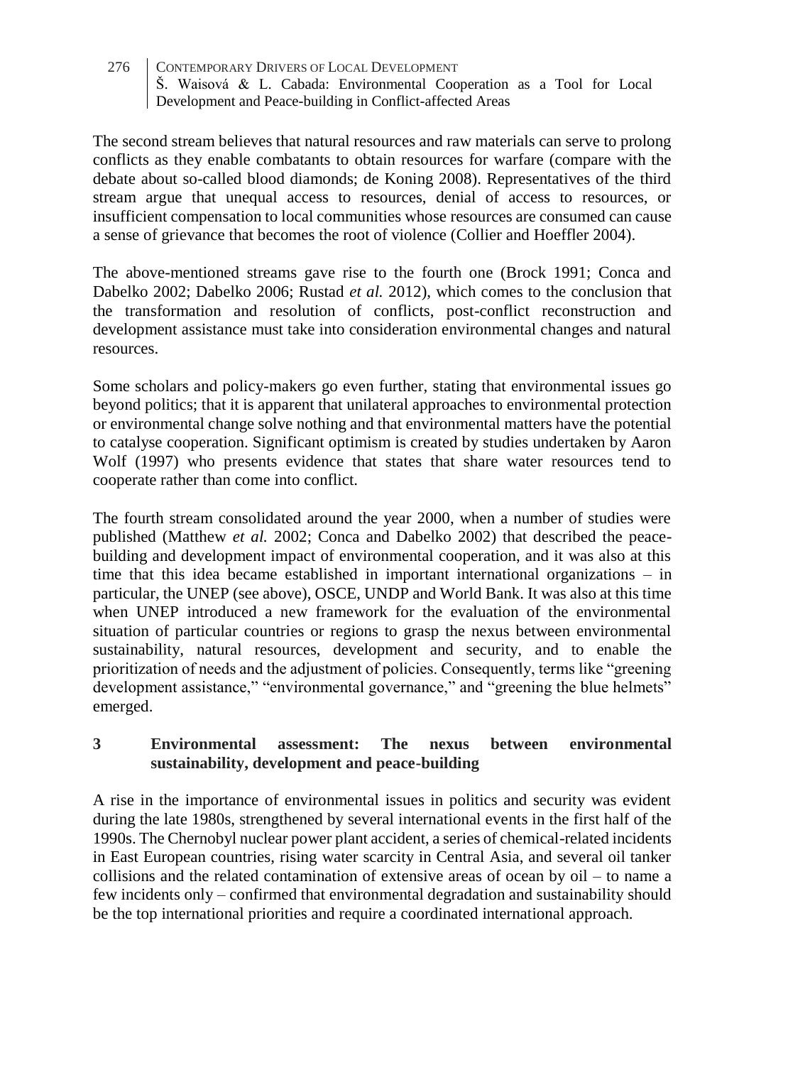The second stream believes that natural resources and raw materials can serve to prolong conflicts as they enable combatants to obtain resources for warfare (compare with the debate about so-called blood diamonds; de Koning 2008). Representatives of the third stream argue that unequal access to resources, denial of access to resources, or insufficient compensation to local communities whose resources are consumed can cause a sense of grievance that becomes the root of violence (Collier and Hoeffler 2004).

The above-mentioned streams gave rise to the fourth one (Brock 1991; Conca and Dabelko 2002; Dabelko 2006; Rustad *et al.* 2012), which comes to the conclusion that the transformation and resolution of conflicts, post-conflict reconstruction and development assistance must take into consideration environmental changes and natural resources.

Some scholars and policy-makers go even further, stating that environmental issues go beyond politics; that it is apparent that unilateral approaches to environmental protection or environmental change solve nothing and that environmental matters have the potential to catalyse cooperation. Significant optimism is created by studies undertaken by Aaron Wolf (1997) who presents evidence that states that share water resources tend to cooperate rather than come into conflict.

The fourth stream consolidated around the year 2000, when a number of studies were published (Matthew *et al.* 2002; Conca and Dabelko 2002) that described the peace-building and development impact of environmental cooperation, and it was also at this time that this idea became established in important international organizations – in particular, the UNEP (see above), OSCE, UNDP and World Bank. It was also at this time when UNEP introduced a new framework for the evaluation of the environmental situation of particular countries or regions to grasp the nexus between environmental sustainability, natural resources, development and security, and to enable the prioritization of needs and the adjustment of policies. Consequently, terms like "greening development assistance," "environmental governance," and "greening the blue helmets" emerged.

## 3 Environmental assessment: The nexus between environmental sustainability, development and peace-building

A rise in the importance of environmental issues in politics and security was evident during the late 1980s, strengthened by several international events in the first half of the 1990s. The Chernobyl nuclear power plant accident, a series of chemical-related incidents in East European countries, rising water scarcity in Central Asia, and several oil tanker collisions and the related contamination of extensive areas of ocean by oil – to name a few incidents only – confirmed that environmental degradation and sustainability should be the top international priorities and require a coordinated international approach.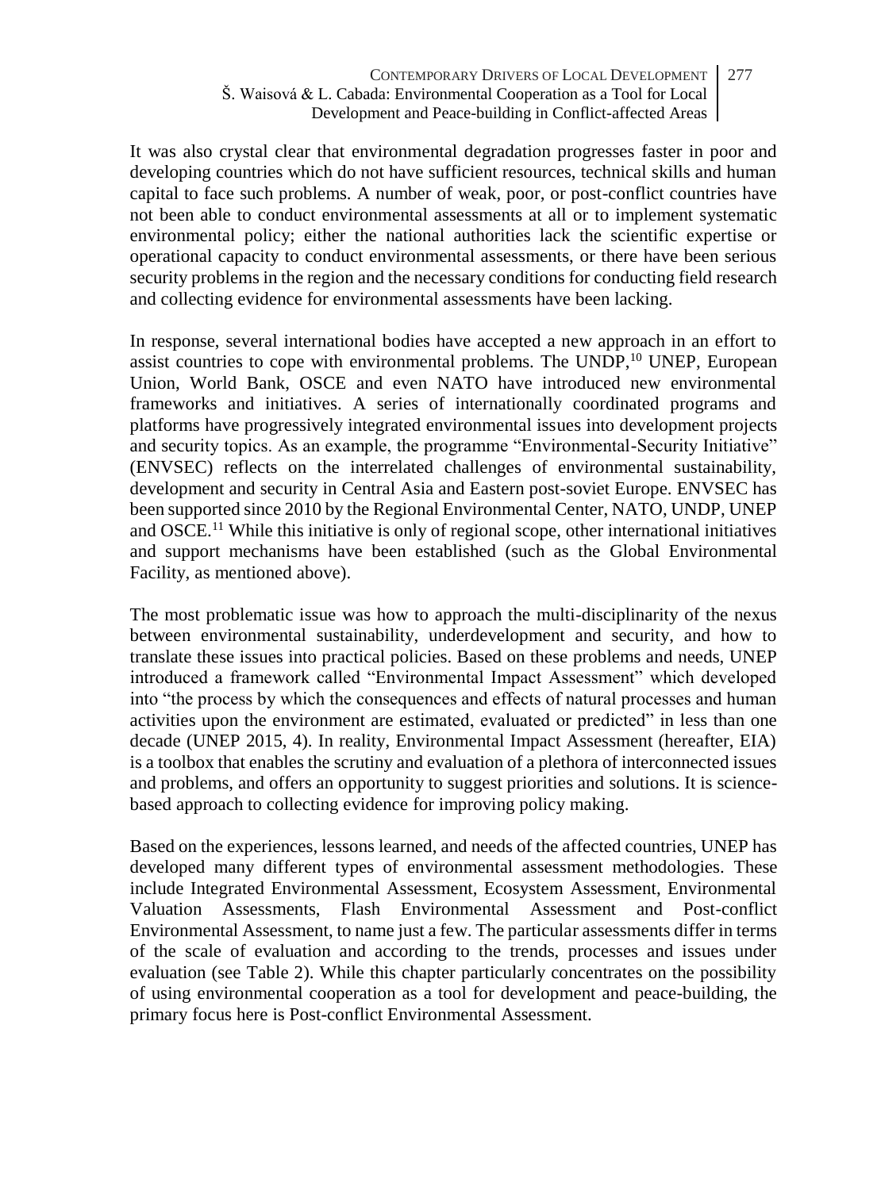It was also crystal clear that environmental degradation progresses faster in poor and developing countries which do not have sufficient resources, technical skills and human capital to face such problems. A number of weak, poor, or post-conflict countries have not been able to conduct environmental assessments at all or to implement systematic environmental policy; either the national authorities lack the scientific expertise or operational capacity to conduct environmental assessments, or there have been serious security problems in the region and the necessary conditions for conducting field research and collecting evidence for environmental assessments have been lacking.

In response, several international bodies have accepted a new approach in an effort to assist countries to cope with environmental problems. The UNDP,[10] UNEP, European Union, World Bank, OSCE and even NATO have introduced new environmental frameworks and initiatives. A series of internationally coordinated programs and platforms have progressively integrated environmental issues into development projects and security topics. As an example, the programme "Environmental-Security Initiative" (ENVSEC) reflects on the interrelated challenges of environmental sustainability, development and security in Central Asia and Eastern post-soviet Europe. ENVSEC has been supported since 2010 by the Regional Environmental Center, NATO, UNDP, UNEP and OSCE.[11] While this initiative is only of regional scope, other international initiatives and support mechanisms have been established (such as the Global Environmental Facility, as mentioned above).

The most problematic issue was how to approach the multi-disciplinarity of the nexus between environmental sustainability, underdevelopment and security, and how to translate these issues into practical policies. Based on these problems and needs, UNEP introduced a framework called "Environmental Impact Assessment" which developed into "the process by which the consequences and effects of natural processes and human activities upon the environment are estimated, evaluated or predicted" in less than one decade (UNEP 2015, 4). In reality, Environmental Impact Assessment (hereafter, EIA) is a toolbox that enables the scrutiny and evaluation of a plethora of interconnected issues and problems, and offers an opportunity to suggest priorities and solutions. It is science-based approach to collecting evidence for improving policy making.

Based on the experiences, lessons learned, and needs of the affected countries, UNEP has developed many different types of environmental assessment methodologies. These include Integrated Environmental Assessment, Ecosystem Assessment, Environmental Valuation Assessments, Flash Environmental Assessment and Post-conflict Environmental Assessment, to name just a few. The particular assessments differ in terms of the scale of evaluation and according to the trends, processes and issues under evaluation (see Table 2). While this chapter particularly concentrates on the possibility of using environmental cooperation as a tool for development and peace-building, the primary focus here is Post-conflict Environmental Assessment.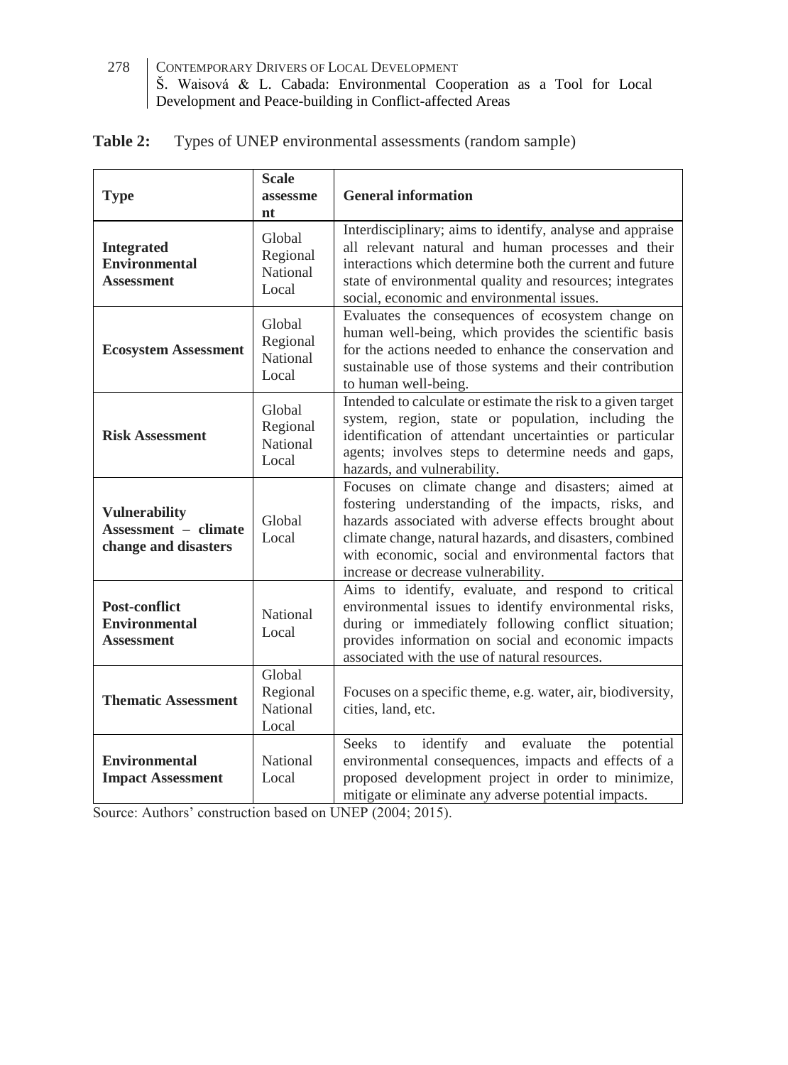**Table 2:** Types of UNEP environmental assessments (random sample)

| Type | Scale assessment | General information |
|---|---|---|
| **Integrated Environmental Assessment** | Global Regional National Local | Interdisciplinary; aims to identify, analyse and appraise all relevant natural and human processes and their interactions which determine both the current and future state of environmental quality and resources; integrates social, economic and environmental issues. |
| **Ecosystem Assessment** | Global Regional National Local | Evaluates the consequences of ecosystem change on human well-being, which provides the scientific basis for the actions needed to enhance the conservation and sustainable use of those systems and their contribution to human well-being. |
| **Risk Assessment** | Global Regional National Local | Intended to calculate or estimate the risk to a given target system, region, state or population, including the identification of attendant uncertainties or particular agents; involves steps to determine needs and gaps, hazards, and vulnerability. |
| **Vulnerability Assessment – climate change and disasters** | Global Local | Focuses on climate change and disasters; aimed at fostering understanding of the impacts, risks, and hazards associated with adverse effects brought about climate change, natural hazards, and disasters, combined with economic, social and environmental factors that increase or decrease vulnerability. |
| **Post-conflict Environmental Assessment** | National Local | Aims to identify, evaluate, and respond to critical environmental issues to identify environmental risks, during or immediately following conflict situation; provides information on social and economic impacts associated with the use of natural resources. |
| **Thematic Assessment** | Global Regional National Local | Focuses on a specific theme, e.g. water, air, biodiversity, cities, land, etc. |
| **Environmental Impact Assessment** | National Local | Seeks to identify and evaluate the potential environmental consequences, impacts and effects of a proposed development project in order to minimize, mitigate or eliminate any adverse potential impacts. |

Source: Authors' construction based on UNEP (2004; 2015).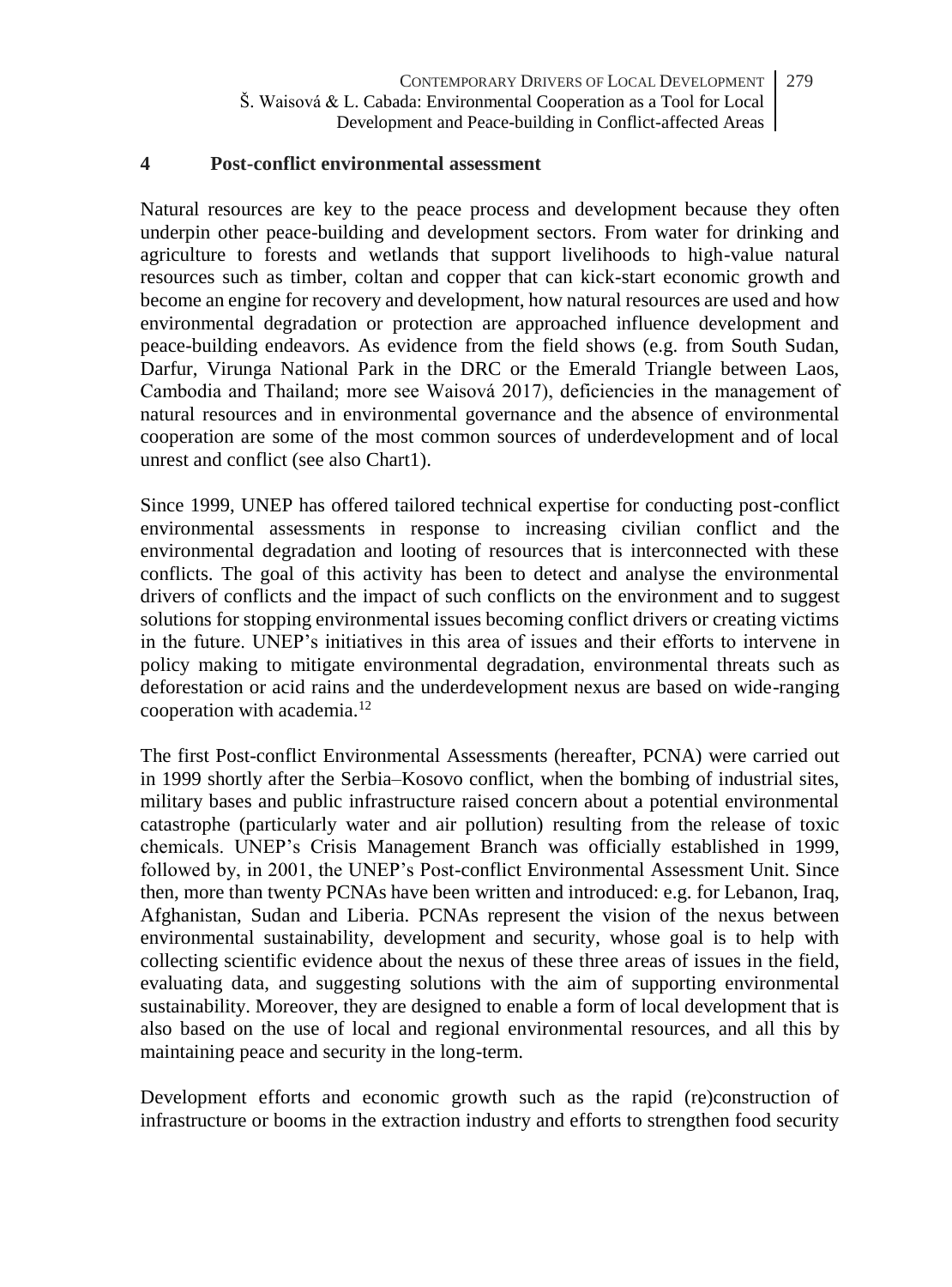## 4 Post-conflict environmental assessment

Natural resources are key to the peace process and development because they often underpin other peace-building and development sectors. From water for drinking and agriculture to forests and wetlands that support livelihoods to high-value natural resources such as timber, coltan and copper that can kick-start economic growth and become an engine for recovery and development, how natural resources are used and how environmental degradation or protection are approached influence development and peace-building endeavors. As evidence from the field shows (e.g. from South Sudan, Darfur, Virunga National Park in the DRC or the Emerald Triangle between Laos, Cambodia and Thailand; more see Waisová 2017), deficiencies in the management of natural resources and in environmental governance and the absence of environmental cooperation are some of the most common sources of underdevelopment and of local unrest and conflict (see also Chart1).

Since 1999, UNEP has offered tailored technical expertise for conducting post-conflict environmental assessments in response to increasing civilian conflict and the environmental degradation and looting of resources that is interconnected with these conflicts. The goal of this activity has been to detect and analyse the environmental drivers of conflicts and the impact of such conflicts on the environment and to suggest solutions for stopping environmental issues becoming conflict drivers or creating victims in the future. UNEP's initiatives in this area of issues and their efforts to intervene in policy making to mitigate environmental degradation, environmental threats such as deforestation or acid rains and the underdevelopment nexus are based on wide-ranging cooperation with academia.[12]

The first Post-conflict Environmental Assessments (hereafter, PCNA) were carried out in 1999 shortly after the Serbia–Kosovo conflict, when the bombing of industrial sites, military bases and public infrastructure raised concern about a potential environmental catastrophe (particularly water and air pollution) resulting from the release of toxic chemicals. UNEP's Crisis Management Branch was officially established in 1999, followed by, in 2001, the UNEP's Post-conflict Environmental Assessment Unit. Since then, more than twenty PCNAs have been written and introduced: e.g. for Lebanon, Iraq, Afghanistan, Sudan and Liberia. PCNAs represent the vision of the nexus between environmental sustainability, development and security, whose goal is to help with collecting scientific evidence about the nexus of these three areas of issues in the field, evaluating data, and suggesting solutions with the aim of supporting environmental sustainability. Moreover, they are designed to enable a form of local development that is also based on the use of local and regional environmental resources, and all this by maintaining peace and security in the long-term.

Development efforts and economic growth such as the rapid (re)construction of infrastructure or booms in the extraction industry and efforts to strengthen food security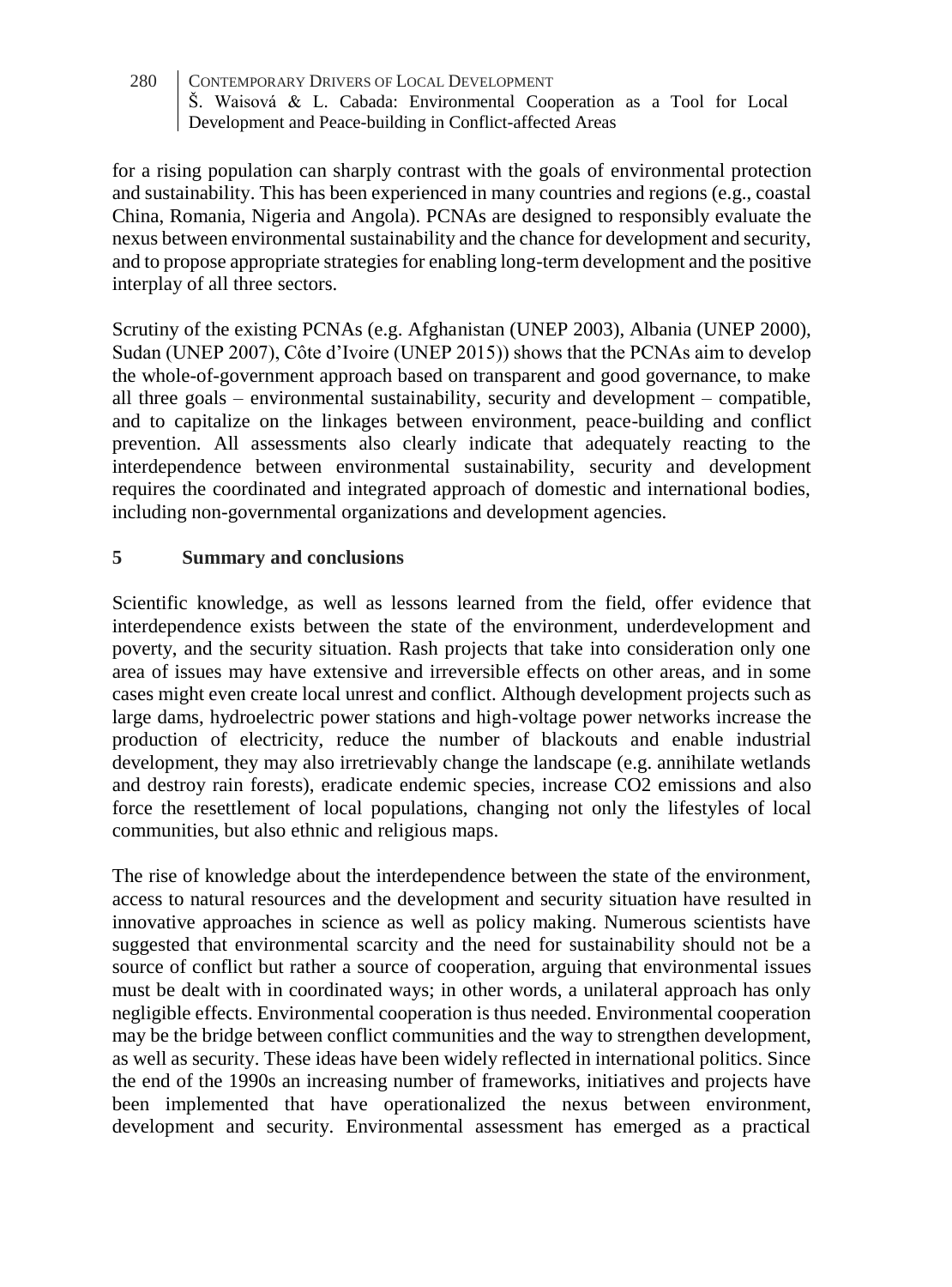for a rising population can sharply contrast with the goals of environmental protection and sustainability. This has been experienced in many countries and regions (e.g., coastal China, Romania, Nigeria and Angola). PCNAs are designed to responsibly evaluate the nexus between environmental sustainability and the chance for development and security, and to propose appropriate strategies for enabling long-term development and the positive interplay of all three sectors.

Scrutiny of the existing PCNAs (e.g. Afghanistan (UNEP 2003), Albania (UNEP 2000), Sudan (UNEP 2007), Côte d'Ivoire (UNEP 2015)) shows that the PCNAs aim to develop the whole-of-government approach based on transparent and good governance, to make all three goals – environmental sustainability, security and development – compatible, and to capitalize on the linkages between environment, peace-building and conflict prevention. All assessments also clearly indicate that adequately reacting to the interdependence between environmental sustainability, security and development requires the coordinated and integrated approach of domestic and international bodies, including non-governmental organizations and development agencies.

## 5 Summary and conclusions

Scientific knowledge, as well as lessons learned from the field, offer evidence that interdependence exists between the state of the environment, underdevelopment and poverty, and the security situation. Rash projects that take into consideration only one area of issues may have extensive and irreversible effects on other areas, and in some cases might even create local unrest and conflict. Although development projects such as large dams, hydroelectric power stations and high-voltage power networks increase the production of electricity, reduce the number of blackouts and enable industrial development, they may also irretrievably change the landscape (e.g. annihilate wetlands and destroy rain forests), eradicate endemic species, increase $CO_2$ emissions and also force the resettlement of local populations, changing not only the lifestyles of local communities, but also ethnic and religious maps.

The rise of knowledge about the interdependence between the state of the environment, access to natural resources and the development and security situation have resulted in innovative approaches in science as well as policy making. Numerous scientists have suggested that environmental scarcity and the need for sustainability should not be a source of conflict but rather a source of cooperation, arguing that environmental issues must be dealt with in coordinated ways; in other words, a unilateral approach has only negligible effects. Environmental cooperation is thus needed. Environmental cooperation may be the bridge between conflict communities and the way to strengthen development, as well as security. These ideas have been widely reflected in international politics. Since the end of the 1990s an increasing number of frameworks, initiatives and projects have been implemented that have operationalized the nexus between environment, development and security. Environmental assessment has emerged as a practical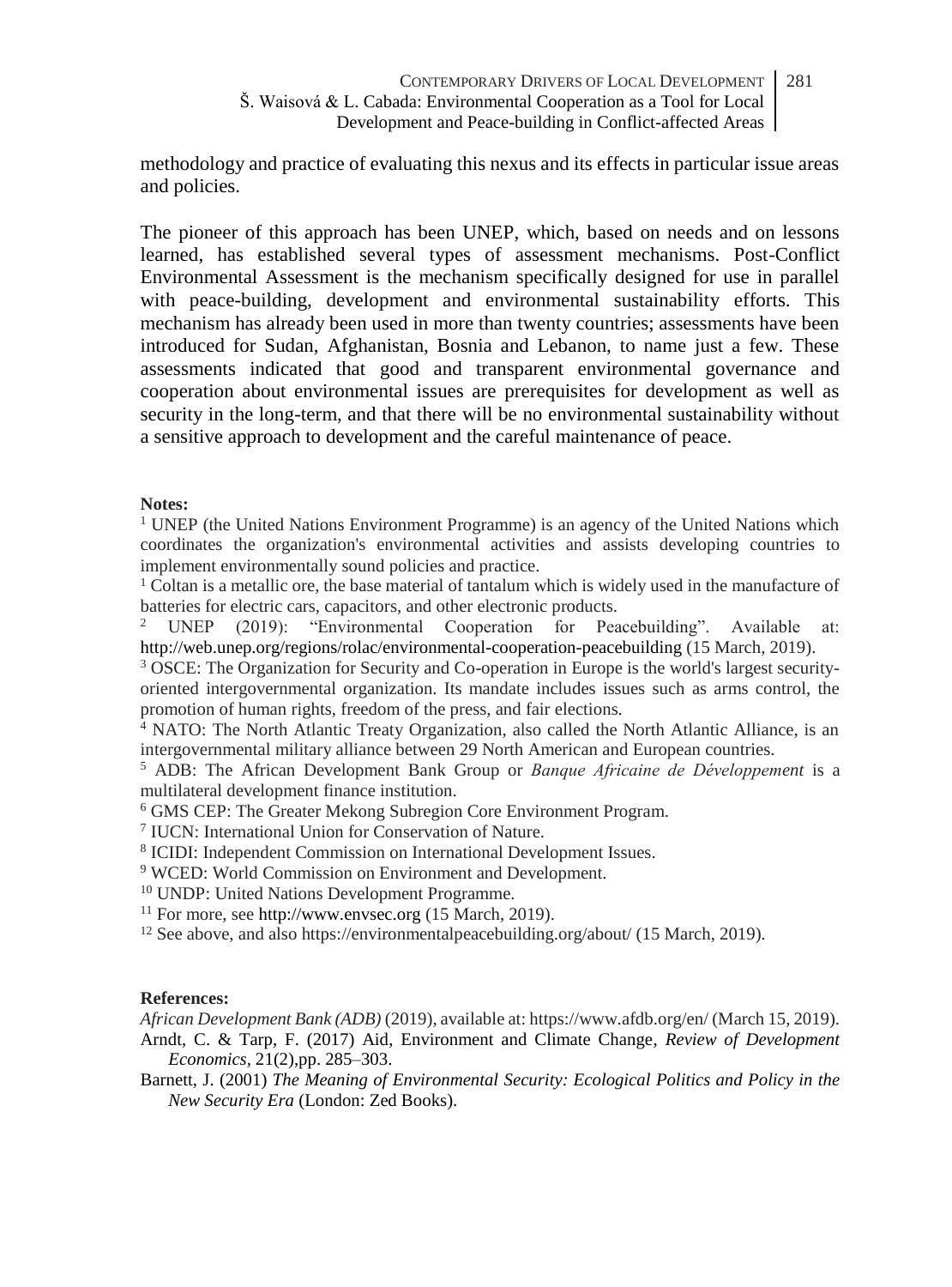methodology and practice of evaluating this nexus and its effects in particular issue areas and policies.

The pioneer of this approach has been UNEP, which, based on needs and on lessons learned, has established several types of assessment mechanisms. Post-Conflict Environmental Assessment is the mechanism specifically designed for use in parallel with peace-building, development and environmental sustainability efforts. This mechanism has already been used in more than twenty countries; assessments have been introduced for Sudan, Afghanistan, Bosnia and Lebanon, to name just a few. These assessments indicated that good and transparent environmental governance and cooperation about environmental issues are prerequisites for development as well as security in the long-term, and that there will be no environmental sustainability without a sensitive approach to development and the careful maintenance of peace.

**Notes:**

[1] UNEP (the United Nations Environment Programme) is an agency of the United Nations which coordinates the organization's environmental activities and assists developing countries to implement environmentally sound policies and practice.

[1] Coltan is a metallic ore, the base material of tantalum which is widely used in the manufacture of batteries for electric cars, capacitors, and other electronic products.

[2] UNEP (2019): "Environmental Cooperation for Peacebuilding". Available at: http://web.unep.org/regions/rolac/environmental-cooperation-peacebuilding (15 March, 2019).

[3] OSCE: The Organization for Security and Co-operation in Europe is the world's largest security-oriented intergovernmental organization. Its mandate includes issues such as arms control, the promotion of human rights, freedom of the press, and fair elections.

[4] NATO: The North Atlantic Treaty Organization, also called the North Atlantic Alliance, is an intergovernmental military alliance between 29 North American and European countries.

[5] ADB: The African Development Bank Group or *Banque Africaine de Développement* is a multilateral development finance institution.

[6] GMS CEP: The Greater Mekong Subregion Core Environment Program.

[7] IUCN: International Union for Conservation of Nature.

[8] ICIDI: Independent Commission on International Development Issues.

[9] WCED: World Commission on Environment and Development.

[10] UNDP: United Nations Development Programme.

[11] For more, see http://www.envsec.org (15 March, 2019).

[12] See above, and also https://environmentalpeacebuilding.org/about/ (15 March, 2019).

**References:**

*African Development Bank (ADB)* (2019), available at: https://www.afdb.org/en/ (March 15, 2019).

Arndt, C. & Tarp, F. (2017) Aid, Environment and Climate Change, *Review of Development Economics*, 21(2),pp. 285–303.

Barnett, J. (2001) *The Meaning of Environmental Security: Ecological Politics and Policy in the New Security Era* (London: Zed Books).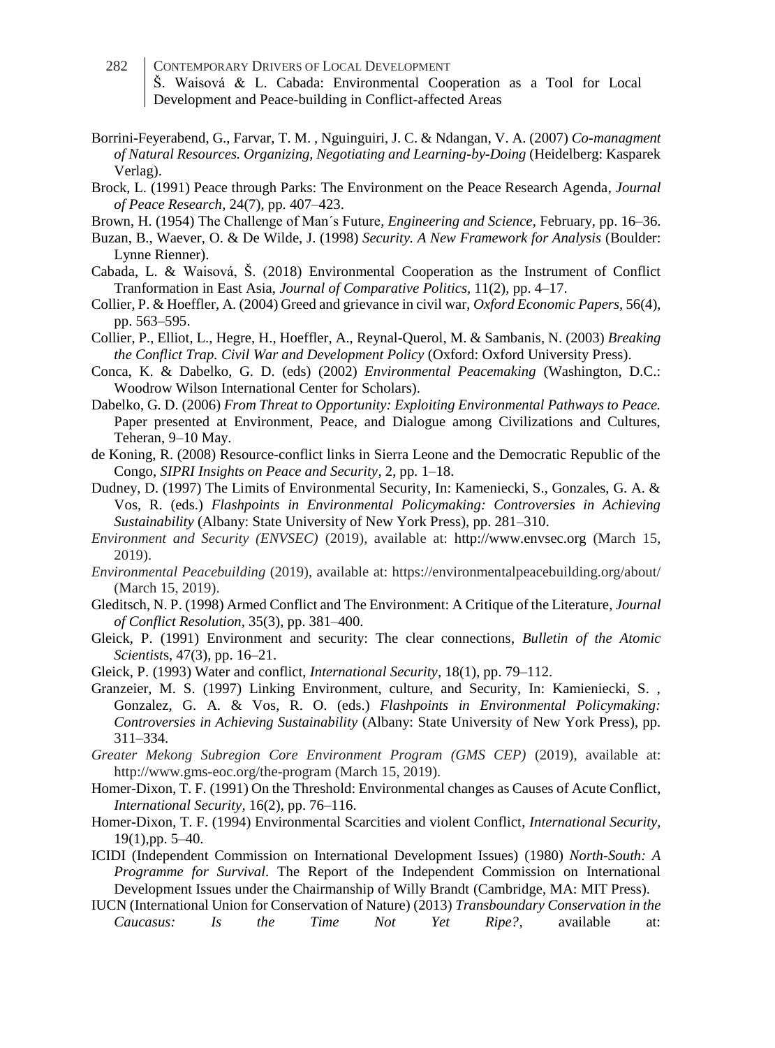Borrini-Feyerabend, G., Farvar, T. M. , Nguinguiri, J. C. & Ndangan, V. A. (2007) *Co-managment of Natural Resources. Organizing, Negotiating and Learning-by-Doing* (Heidelberg: Kasparek Verlag).

Brock, L. (1991) Peace through Parks: The Environment on the Peace Research Agenda, *Journal of Peace Research,* 24(7), pp. 407–423.

Brown, H. (1954) The Challenge of Man´s Future, *Engineering and Science*, February, pp. 16–36.

Buzan, B., Waever, O. & De Wilde, J. (1998) *Security. A New Framework for Analysis* (Boulder: Lynne Rienner).

Cabada, L. & Waisová, Š. (2018) Environmental Cooperation as the Instrument of Conflict Tranformation in East Asia, *Journal of Comparative Politics*, 11(2), pp. 4–17.

Collier, P. & Hoeffler, A. (2004) Greed and grievance in civil war, *Oxford Economic Papers*, 56(4), pp. 563–595.

Collier, P., Elliot, L., Hegre, H., Hoeffler, A., Reynal-Querol, M. & Sambanis, N. (2003) *Breaking the Conflict Trap. Civil War and Development Policy* (Oxford: Oxford University Press).

Conca, K. & Dabelko, G. D. (eds) (2002) *Environmental Peacemaking* (Washington, D.C.: Woodrow Wilson International Center for Scholars).

Dabelko, G. D. (2006) *From Threat to Opportunity: Exploiting Environmental Pathways to Peace.* Paper presented at Environment, Peace, and Dialogue among Civilizations and Cultures, Teheran, 9–10 May.

de Koning, R. (2008) Resource-conflict links in Sierra Leone and the Democratic Republic of the Congo, *SIPRI Insights on Peace and Security*, 2, pp. 1–18.

Dudney, D. (1997) The Limits of Environmental Security, In: Kameniecki, S., Gonzales, G. A. & Vos, R. (eds.) *Flashpoints in Environmental Policymaking: Controversies in Achieving Sustainability* (Albany: State University of New York Press), pp. 281–310.

*Environment and Security (ENVSEC)* (2019), available at: http://www.envsec.org (March 15, 2019).

*Environmental Peacebuilding* (2019), available at: https://environmentalpeacebuilding.org/about/ (March 15, 2019).

Gleditsch, N. P. (1998) Armed Conflict and The Environment: A Critique of the Literature, *Journal of Conflict Resolution*, 35(3), pp. 381–400.

Gleick, P. (1991) Environment and security: The clear connections, *Bulletin of the Atomic Scientists*, 47(3), pp. 16–21.

Gleick, P. (1993) Water and conflict, *International Security*, 18(1), pp. 79–112.

Granzeier, M. S. (1997) Linking Environment, culture, and Security, In: Kamieniecki, S. , Gonzalez, G. A. & Vos, R. O. (eds.) *Flashpoints in Environmental Policymaking: Controversies in Achieving Sustainability* (Albany: State University of New York Press), pp. 311–334.

*Greater Mekong Subregion Core Environment Program (GMS CEP)* (2019), available at: http://www.gms-eoc.org/the-program (March 15, 2019).

Homer-Dixon, T. F. (1991) On the Threshold: Environmental changes as Causes of Acute Conflict, *International Security*, 16(2), pp. 76–116.

Homer-Dixon, T. F. (1994) Environmental Scarcities and violent Conflict, *International Security,* 19(1),pp. 5–40.

ICIDI (Independent Commission on International Development Issues) (1980) *North-South: A Programme for Survival*. The Report of the Independent Commission on International Development Issues under the Chairmanship of Willy Brandt (Cambridge, MA: MIT Press).

IUCN (International Union for Conservation of Nature) (2013) *Transboundary Conservation in the Caucasus: Is the Time Not Yet Ripe?,* available at: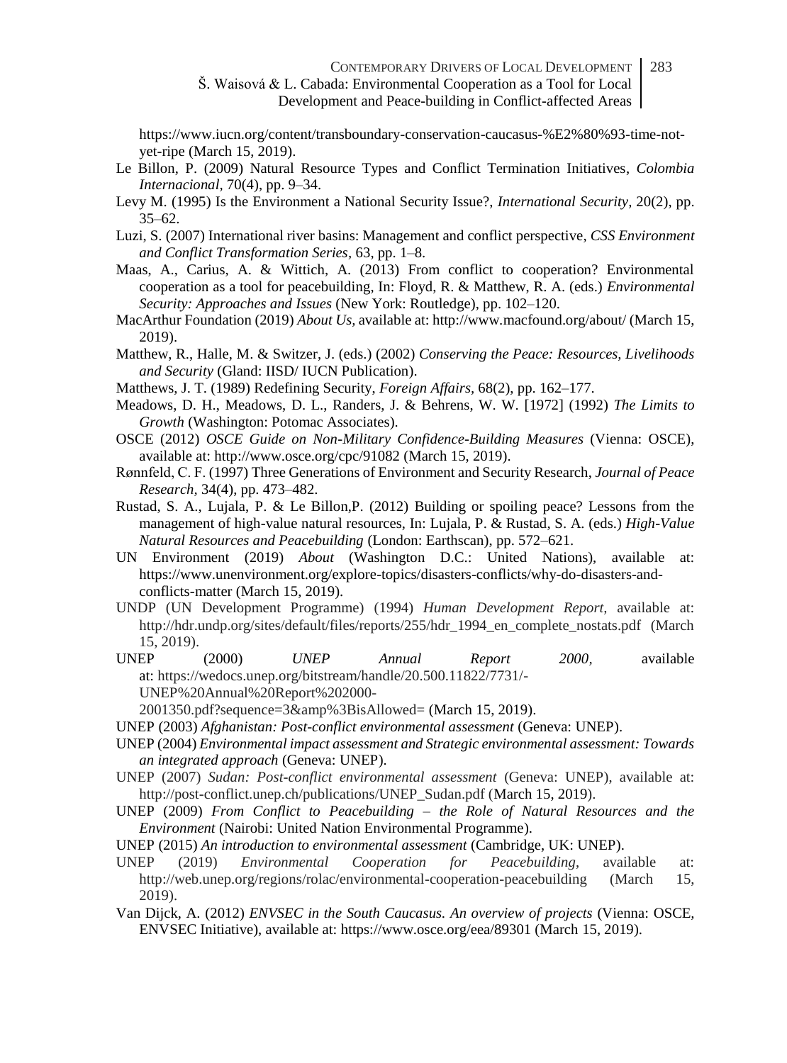https://www.iucn.org/content/transboundary-conservation-caucasus-%E2%80%93-time-not-yet-ripe (March 15, 2019).

Le Billon, P. (2009) Natural Resource Types and Conflict Termination Initiatives, *Colombia Internacional*, 70(4), pp. 9–34.

Levy M. (1995) Is the Environment a National Security Issue?, *International Security,* 20(2), pp. 35–62.

Luzi, S. (2007) International river basins: Management and conflict perspective, *CSS Environment and Conflict Transformation Series*, 63, pp. 1–8.

Maas, A., Carius, A. & Wittich, A. (2013) From conflict to cooperation? Environmental cooperation as a tool for peacebuilding, In: Floyd, R. & Matthew, R. A. (eds.) *Environmental Security: Approaches and Issues* (New York: Routledge), pp. 102–120.

MacArthur Foundation (2019) *About Us,* available at: http://www.macfound.org/about/ (March 15, 2019).

Matthew, R., Halle, M. & Switzer, J. (eds.) (2002) *Conserving the Peace: Resources, Livelihoods and Security* (Gland: IISD/ IUCN Publication).

Matthews, J. T. (1989) Redefining Security, *Foreign Affairs,* 68(2), pp. 162–177.

Meadows, D. H., Meadows, D. L., Randers, J. & Behrens, W. W. [1972] (1992) *The Limits to Growth* (Washington: Potomac Associates).

OSCE (2012) *OSCE Guide on Non-Military Confidence-Building Measures* (Vienna: OSCE), available at: http://www.osce.org/cpc/91082 (March 15, 2019).

Rønnfeld, C. F. (1997) Three Generations of Environment and Security Research, *Journal of Peace Research,* 34(4), pp. 473–482.

Rustad, S. A., Lujala, P. & Le Billon,P. (2012) Building or spoiling peace? Lessons from the management of high-value natural resources, In: Lujala, P. & Rustad, S. A. (eds.) *High-Value Natural Resources and Peacebuilding* (London: Earthscan), pp. 572–621.

UN Environment (2019) *About* (Washington D.C.: United Nations), available at: https://www.unenvironment.org/explore-topics/disasters-conflicts/why-do-disasters-and-conflicts-matter (March 15, 2019).

UNDP (UN Development Programme) (1994) *Human Development Report*, available at: http://hdr.undp.org/sites/default/files/reports/255/hdr_1994_en_complete_nostats.pdf (March 15, 2019).

UNEP (2000) *UNEP Annual Report 2000*, available at: https://wedocs.unep.org/bitstream/handle/20.500.11822/7731/-UNEP%20Annual%20Report%202000-2001350.pdf?sequence=3&amp%3BisAllowed= (March 15, 2019).

UNEP (2003) *Afghanistan: Post-conflict environmental assessment* (Geneva: UNEP).

UNEP (2004) *Environmental impact assessment and Strategic environmental assessment: Towards an integrated approach* (Geneva: UNEP).

UNEP (2007) *Sudan: Post-conflict environmental assessment* (Geneva: UNEP), available at: http://post-conflict.unep.ch/publications/UNEP_Sudan.pdf (March 15, 2019).

UNEP (2009) *From Conflict to Peacebuilding – the Role of Natural Resources and the Environment* (Nairobi: United Nation Environmental Programme).

UNEP (2015) *An introduction to environmental assessment* (Cambridge, UK: UNEP).

UNEP (2019) *Environmental Cooperation for Peacebuilding*, available at: http://web.unep.org/regions/rolac/environmental-cooperation-peacebuilding (March 15, 2019).

Van Dijck, A. (2012) *ENVSEC in the South Caucasus. An overview of projects* (Vienna: OSCE, ENVSEC Initiative), available at: https://www.osce.org/eea/89301 (March 15, 2019).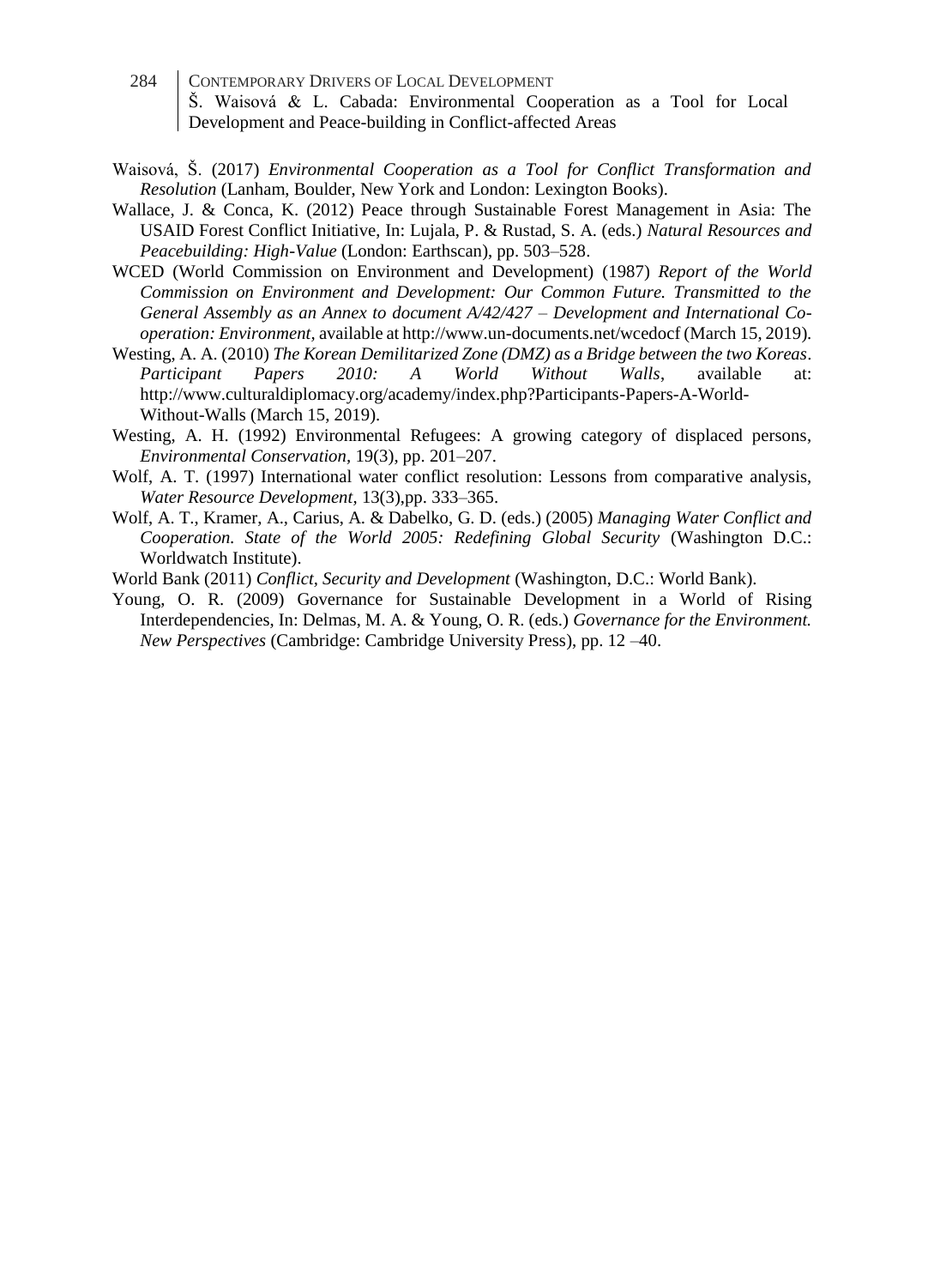Waisová, Š. (2017) *Environmental Cooperation as a Tool for Conflict Transformation and Resolution* (Lanham, Boulder, New York and London: Lexington Books).

Wallace, J. & Conca, K. (2012) Peace through Sustainable Forest Management in Asia: The USAID Forest Conflict Initiative, In: Lujala, P. & Rustad, S. A. (eds.) *Natural Resources and Peacebuilding: High-Value* (London: Earthscan), pp. 503–528.

WCED (World Commission on Environment and Development) (1987) *Report of the World Commission on Environment and Development: Our Common Future. Transmitted to the General Assembly as an Annex to document A/42/427 – Development and International Co-operation: Environment*, available at http://www.un-documents.net/wcedocf (March 15, 2019).

Westing, A. A. (2010) *The Korean Demilitarized Zone (DMZ) as a Bridge between the two Koreas. Participant Papers 2010: A World Without Walls*, available at: http://www.culturaldiplomacy.org/academy/index.php?Participants-Papers-A-World-Without-Walls (March 15, 2019).

Westing, A. H. (1992) Environmental Refugees: A growing category of displaced persons, *Environmental Conservation*, 19(3), pp. 201–207.

Wolf, A. T. (1997) International water conflict resolution: Lessons from comparative analysis, *Water Resource Development*, 13(3),pp. 333–365.

Wolf, A. T., Kramer, A., Carius, A. & Dabelko, G. D. (eds.) (2005) *Managing Water Conflict and Cooperation. State of the World 2005: Redefining Global Security* (Washington D.C.: Worldwatch Institute).

World Bank (2011) *Conflict, Security and Development* (Washington, D.C.: World Bank).

Young, O. R. (2009) Governance for Sustainable Development in a World of Rising Interdependencies, In: Delmas, M. A. & Young, O. R. (eds.) *Governance for the Environment. New Perspectives* (Cambridge: Cambridge University Press), pp. 12 –40.